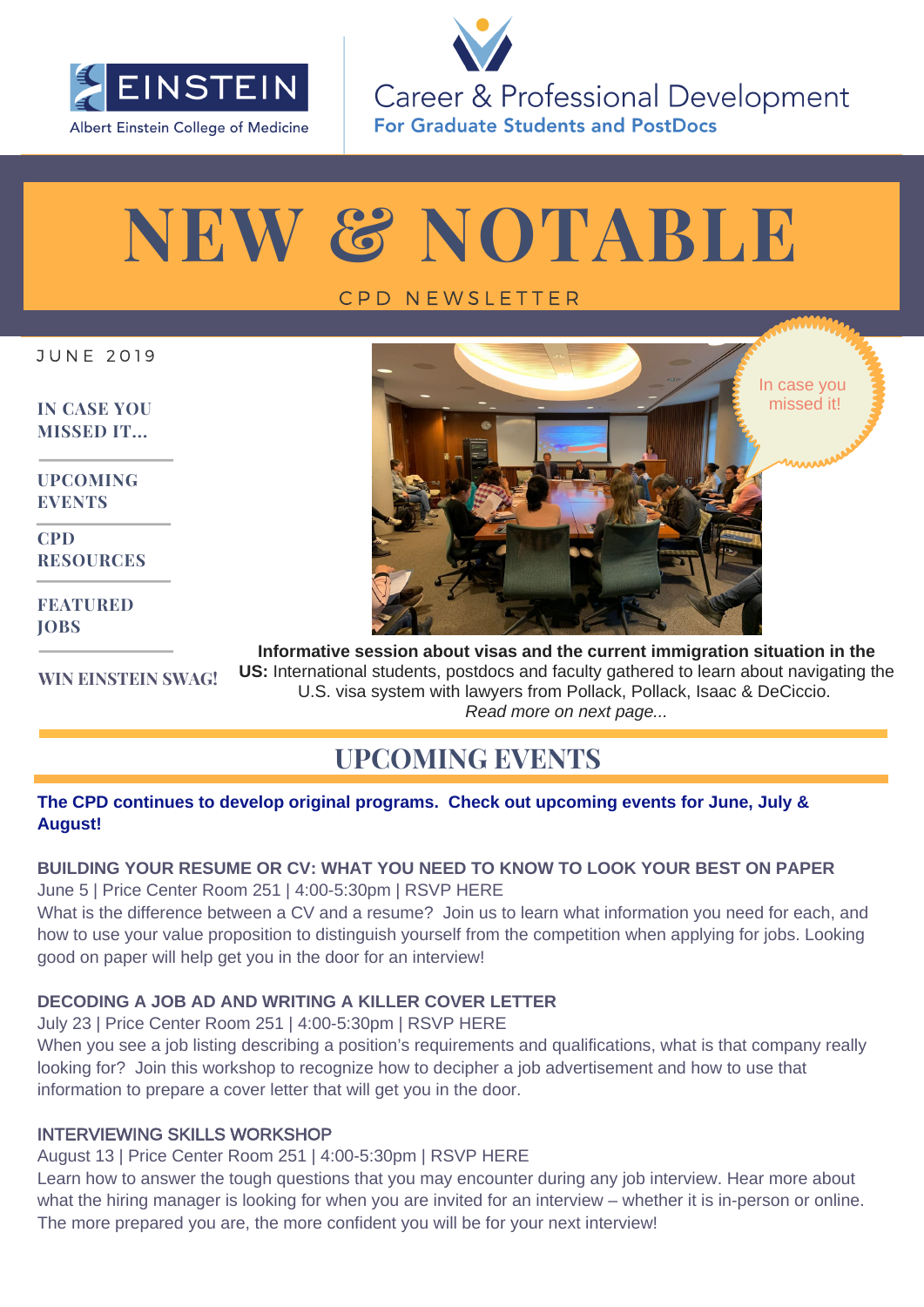EINSTEIN

Albert Einstein College of Medicine

Career & Professional Development

For Graduate Students and PostDocs

# NEW & NOTABLE

CPD NEWSLETTER

JUNE 2019

**IN CASE YOU MISSED IT...**

**UPCOMING EVENTS**

**CPD RESOURCES**

**FEATURED JOBS**

**WIN EINSTEIN SWAG!**

In case you missed it!

**Informative session about visas and the current immigration situation in the US:** International students, postdocs and faculty gathered to learn about navigating the U.S. visa system with lawyers from Pollack, Pollack, Isaac & DeCiccio.

*Read more on next page...*

## UPCOMING EVENTS

**The CPD continues to develop original programs. Check out upcoming events for June, July & August!**

**BUILDING YOUR RESUME OR CV: WHAT YOU NEED TO KNOW TO LOOK YOUR BEST ON PAPER**

June 5 | Price Center Room 251 | 4:00-5:30pm | RSVP HERE

What is the difference between a CV and a resume? Join us to learn what information you need for each, and how to use your value proposition to distinguish yourself from the competition when applying for jobs. Looking good on paper will help get you in the door for an interview!

**DECODING A JOB AD AND WRITING A KILLER COVER LETTER**

July 23 | Price Center Room 251 | 4:00-5:30pm | RSVP HERE

When you see a job listing describing a position's requirements and qualifications, what is that company really looking for? Join this workshop to recognize how to decipher a job advertisement and how to use that information to prepare a cover letter that will get you in the door.

INTERVIEWING SKILLS WORKSHOP

August 13 | Price Center Room 251 | 4:00-5:30pm | RSVP HERE

Learn how to answer the tough questions that you may encounter during any job interview. Hear more about what the hiring manager is looking for when you are invited for an interview – whether it is in-person or online. The more prepared you are, the more confident you will be for your next interview!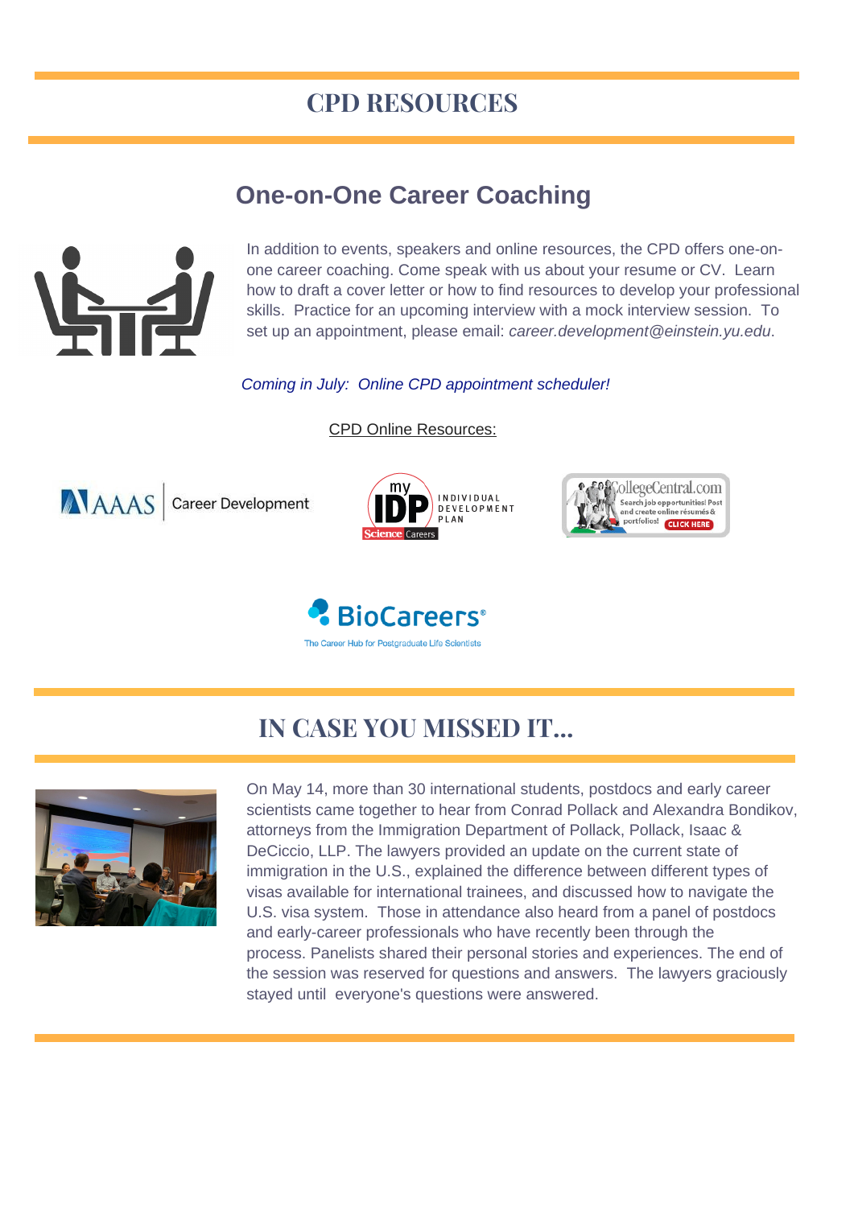# CPD RESOURCES

## One-on-One Career Coaching

In addition to events, speakers and online resources, the CPD offers one-on-one career coaching. Come speak with us about your resume or CV. Learn how to draft a cover letter or how to find resources to develop your professional skills. Practice for an upcoming interview with a mock interview session. To set up an appointment, please email: *career.development@einstein.yu.edu*.

*Coming in July: Online CPD appointment scheduler!*

CPD Online Resources:

AAAS Career Development

myIDP INDIVIDUAL DEVELOPMENT PLAN Science Careers

CollegeCentral.com Search job opportunities! Post and create online résumés & portfolios! CLICK HERE

BioCareers® The Career Hub for Postgraduate Life Scientists

# IN CASE YOU MISSED IT...

On May 14, more than 30 international students, postdocs and early career scientists came together to hear from Conrad Pollack and Alexandra Bondikov, attorneys from the Immigration Department of Pollack, Pollack, Isaac & DeCiccio, LLP. The lawyers provided an update on the current state of immigration in the U.S., explained the difference between different types of visas available for international trainees, and discussed how to navigate the U.S. visa system. Those in attendance also heard from a panel of postdocs and early-career professionals who have recently been through the process. Panelists shared their personal stories and experiences. The end of the session was reserved for questions and answers. The lawyers graciously stayed until everyone's questions were answered.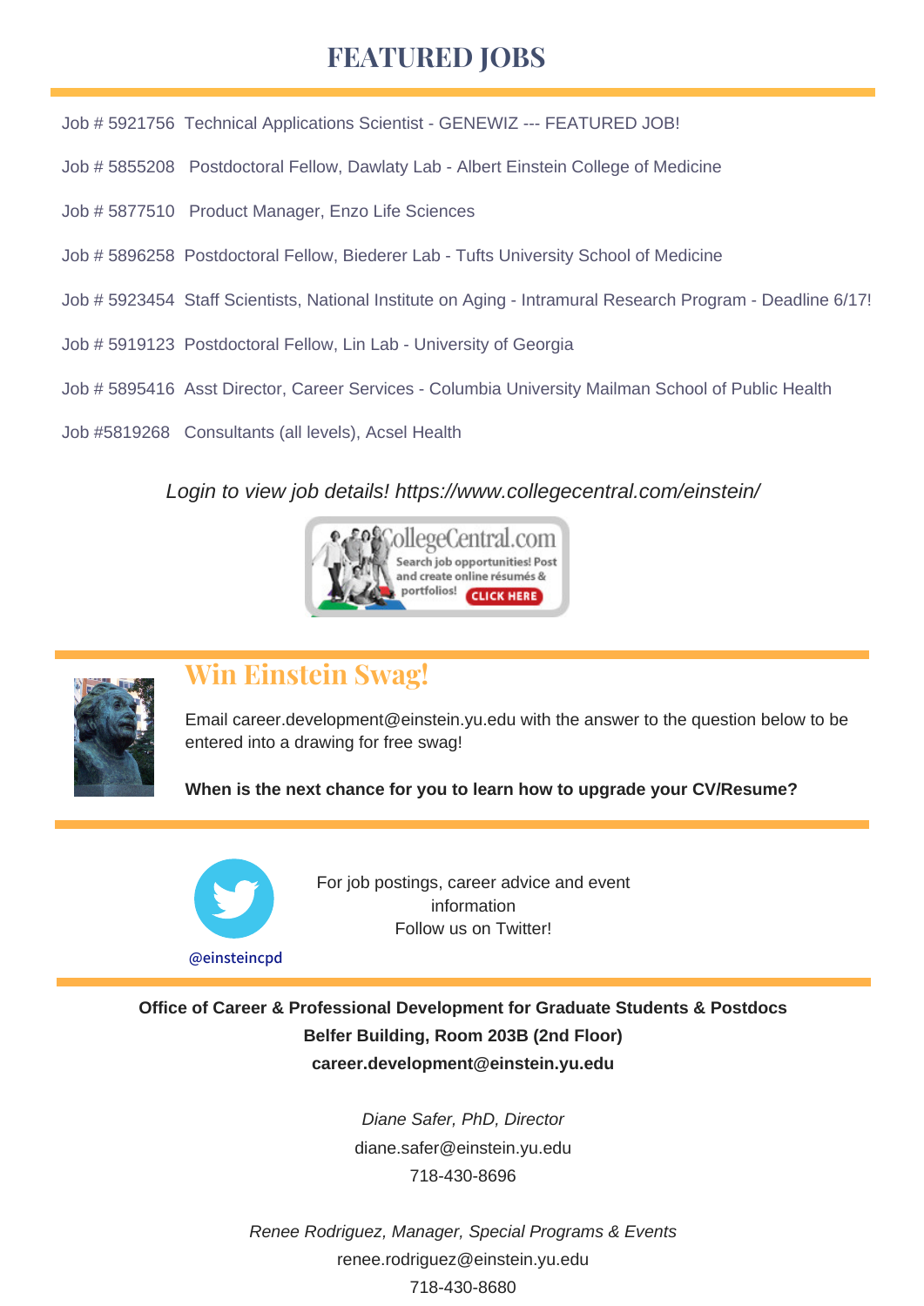# FEATURED JOBS

Job # 5921756  Technical Applications Scientist - GENEWIZ --- FEATURED JOB!

Job # 5855208  Postdoctoral Fellow, Dawlaty Lab - Albert Einstein College of Medicine

Job # 5877510  Product Manager, Enzo Life Sciences

Job # 5896258  Postdoctoral Fellow, Biederer Lab - Tufts University School of Medicine

Job # 5923454  Staff Scientists, National Institute on Aging - Intramural Research Program - Deadline 6/17!

Job # 5919123  Postdoctoral Fellow, Lin Lab - University of Georgia

Job # 5895416  Asst Director, Career Services - Columbia University Mailman School of Public Health

Job #5819268  Consultants (all levels), Acsel Health

*Login to view job details! https://www.collegecentral.com/einstein/*

CollegeCentral.com
Search job opportunities! Post and create online résumés & portfolios!
CLICK HERE

## Win Einstein Swag!

Email career.development@einstein.yu.edu with the answer to the question below to be entered into a drawing for free swag!

**When is the next chance for you to learn how to upgrade your CV/Resume?**

For job postings, career advice and event information
Follow us on Twitter!

@einsteincpd

**Office of Career & Professional Development for Graduate Students & Postdocs**
**Belfer Building, Room 203B (2nd Floor)**
**career.development@einstein.yu.edu**

*Diane Safer, PhD, Director*
diane.safer@einstein.yu.edu
718-430-8696

*Renee Rodriguez, Manager, Special Programs & Events*
renee.rodriguez@einstein.yu.edu
718-430-8680